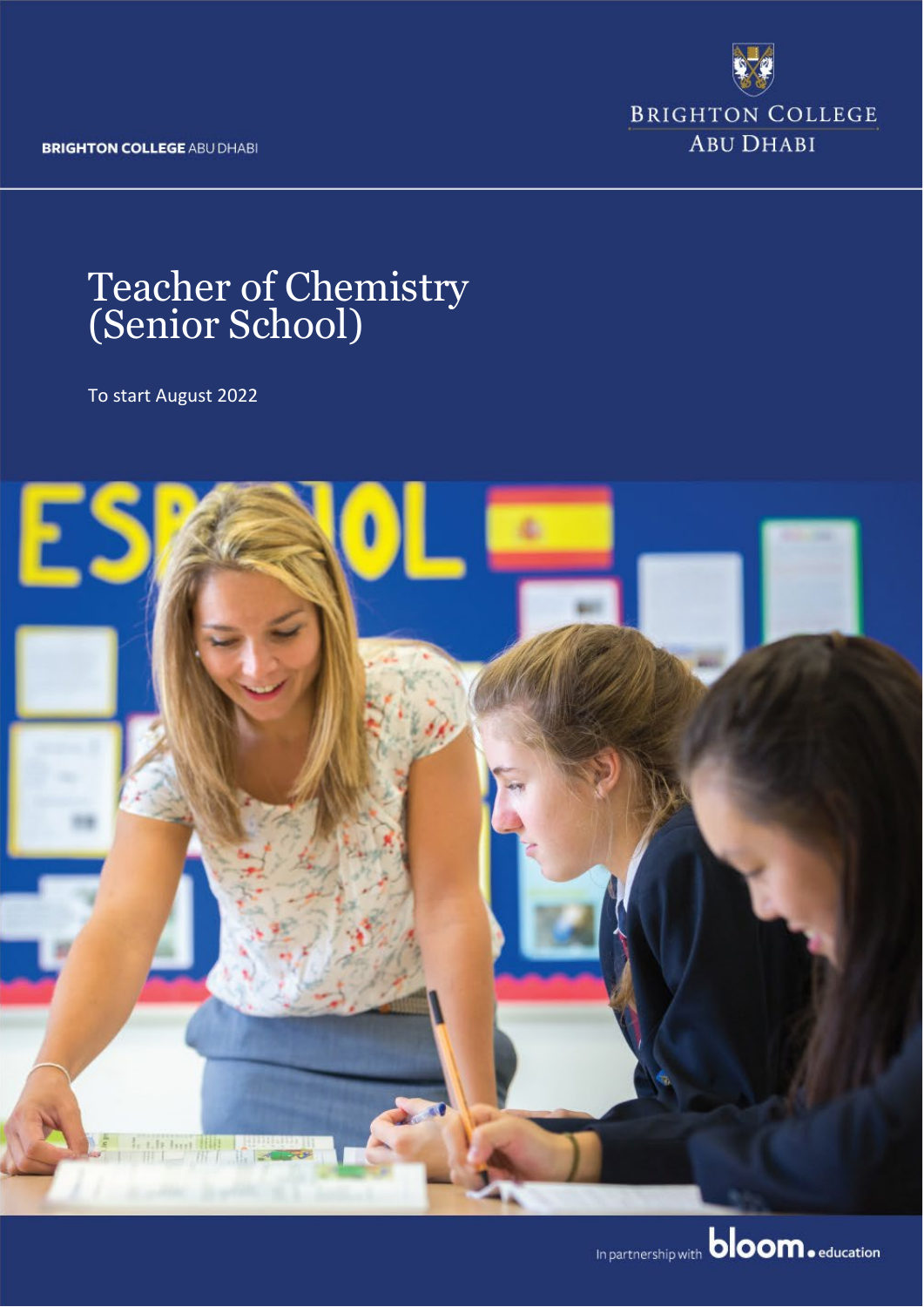BRIGHTON COLLEGE ABU DHABI

BRIGHTON COLLEGE
ABU DHABI

# Teacher of Chemistry (Senior School)

To start August 2022

In partnership with bloom.education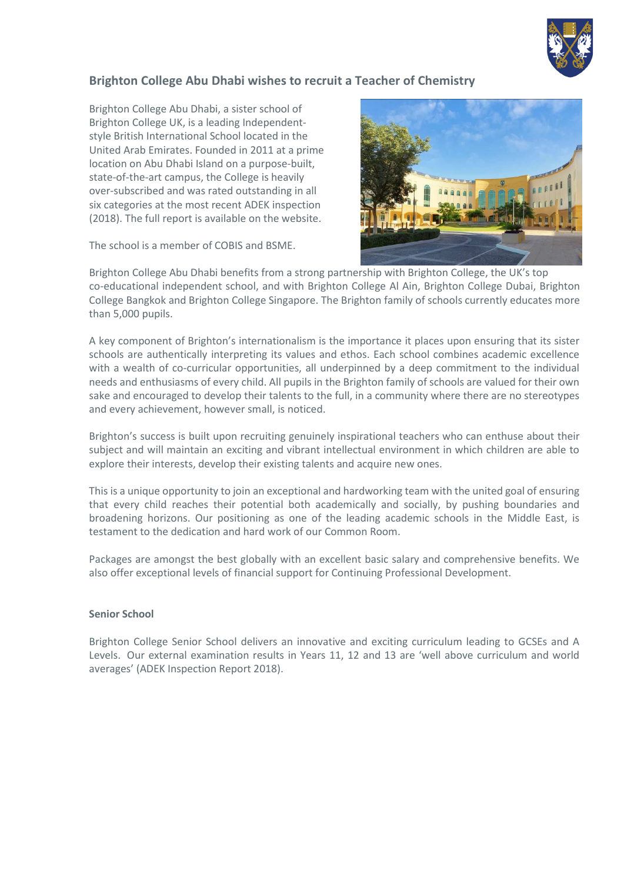## Brighton College Abu Dhabi wishes to recruit a Teacher of Chemistry

Brighton College Abu Dhabi, a sister school of Brighton College UK, is a leading Independent-style British International School located in the United Arab Emirates. Founded in 2011 at a prime location on Abu Dhabi Island on a purpose-built, state-of-the-art campus, the College is heavily over-subscribed and was rated outstanding in all six categories at the most recent ADEK inspection (2018). The full report is available on the website.

The school is a member of COBIS and BSME.

Brighton College Abu Dhabi benefits from a strong partnership with Brighton College, the UK's top co-educational independent school, and with Brighton College Al Ain, Brighton College Dubai, Brighton College Bangkok and Brighton College Singapore. The Brighton family of schools currently educates more than 5,000 pupils.

A key component of Brighton's internationalism is the importance it places upon ensuring that its sister schools are authentically interpreting its values and ethos. Each school combines academic excellence with a wealth of co-curricular opportunities, all underpinned by a deep commitment to the individual needs and enthusiasms of every child. All pupils in the Brighton family of schools are valued for their own sake and encouraged to develop their talents to the full, in a community where there are no stereotypes and every achievement, however small, is noticed.

Brighton's success is built upon recruiting genuinely inspirational teachers who can enthuse about their subject and will maintain an exciting and vibrant intellectual environment in which children are able to explore their interests, develop their existing talents and acquire new ones.

This is a unique opportunity to join an exceptional and hardworking team with the united goal of ensuring that every child reaches their potential both academically and socially, by pushing boundaries and broadening horizons. Our positioning as one of the leading academic schools in the Middle East, is testament to the dedication and hard work of our Common Room.

Packages are amongst the best globally with an excellent basic salary and comprehensive benefits. We also offer exceptional levels of financial support for Continuing Professional Development.

**Senior School**

Brighton College Senior School delivers an innovative and exciting curriculum leading to GCSEs and A Levels. Our external examination results in Years 11, 12 and 13 are 'well above curriculum and world averages' (ADEK Inspection Report 2018).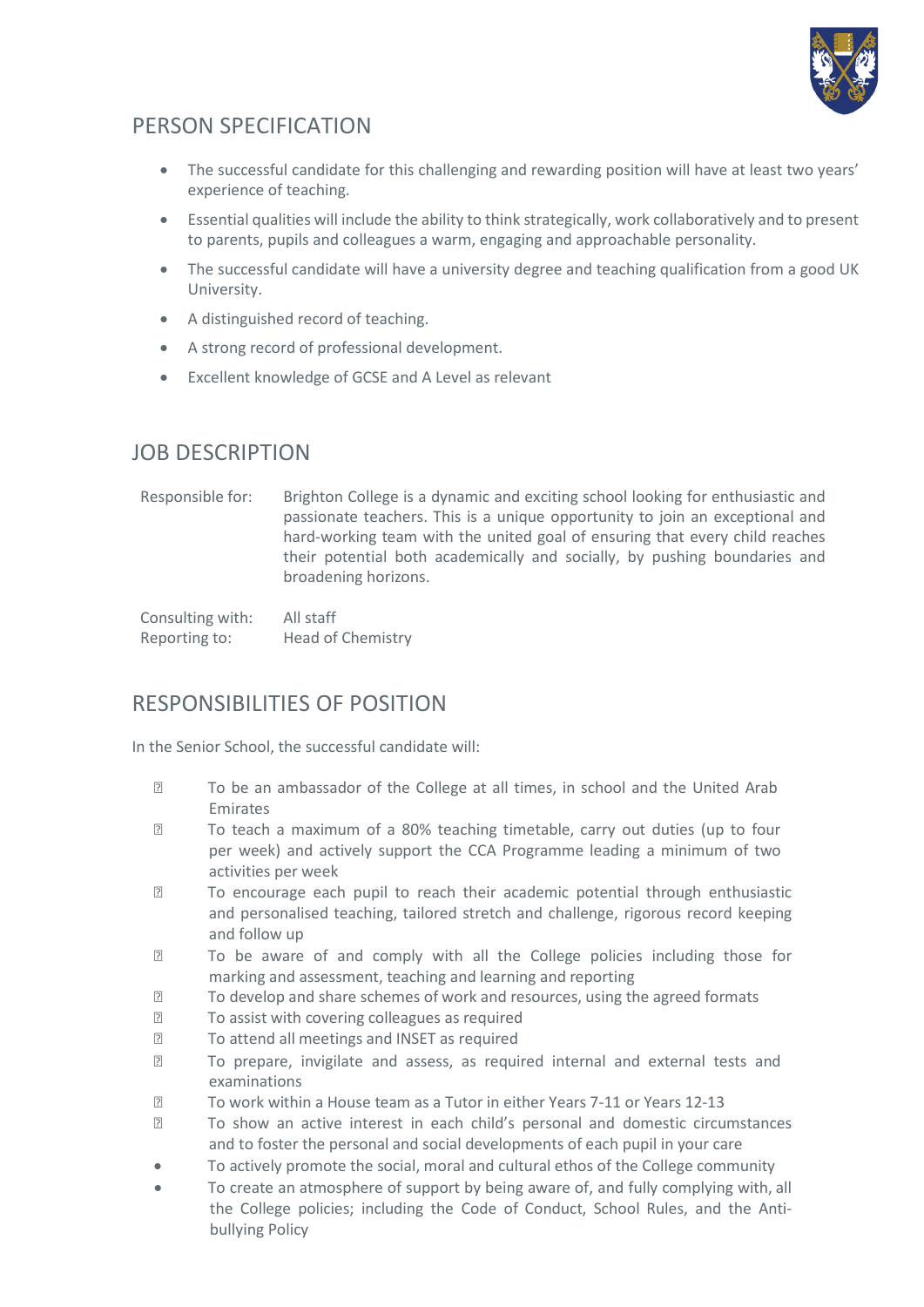## PERSON SPECIFICATION

- The successful candidate for this challenging and rewarding position will have at least two years' experience of teaching.
- Essential qualities will include the ability to think strategically, work collaboratively and to present to parents, pupils and colleagues a warm, engaging and approachable personality.
- The successful candidate will have a university degree and teaching qualification from a good UK University.
- A distinguished record of teaching.
- A strong record of professional development.
- Excellent knowledge of GCSE and A Level as relevant

## JOB DESCRIPTION

| | |
|---|---|
| Responsible for: | Brighton College is a dynamic and exciting school looking for enthusiastic and passionate teachers. This is a unique opportunity to join an exceptional and hard-working team with the united goal of ensuring that every child reaches their potential both academically and socially, by pushing boundaries and broadening horizons. |
| Consulting with: | All staff |
| Reporting to: | Head of Chemistry |

## RESPONSIBILITIES OF POSITION

In the Senior School, the successful candidate will:

- To be an ambassador of the College at all times, in school and the United Arab Emirates
- To teach a maximum of a 80% teaching timetable, carry out duties (up to four per week) and actively support the CCA Programme leading a minimum of two activities per week
- To encourage each pupil to reach their academic potential through enthusiastic and personalised teaching, tailored stretch and challenge, rigorous record keeping and follow up
- To be aware of and comply with all the College policies including those for marking and assessment, teaching and learning and reporting
- To develop and share schemes of work and resources, using the agreed formats
- To assist with covering colleagues as required
- To attend all meetings and INSET as required
- To prepare, invigilate and assess, as required internal and external tests and examinations
- To work within a House team as a Tutor in either Years 7-11 or Years 12-13
- To show an active interest in each child's personal and domestic circumstances and to foster the personal and social developments of each pupil in your care
- To actively promote the social, moral and cultural ethos of the College community
- To create an atmosphere of support by being aware of, and fully complying with, all the College policies; including the Code of Conduct, School Rules, and the Anti-bullying Policy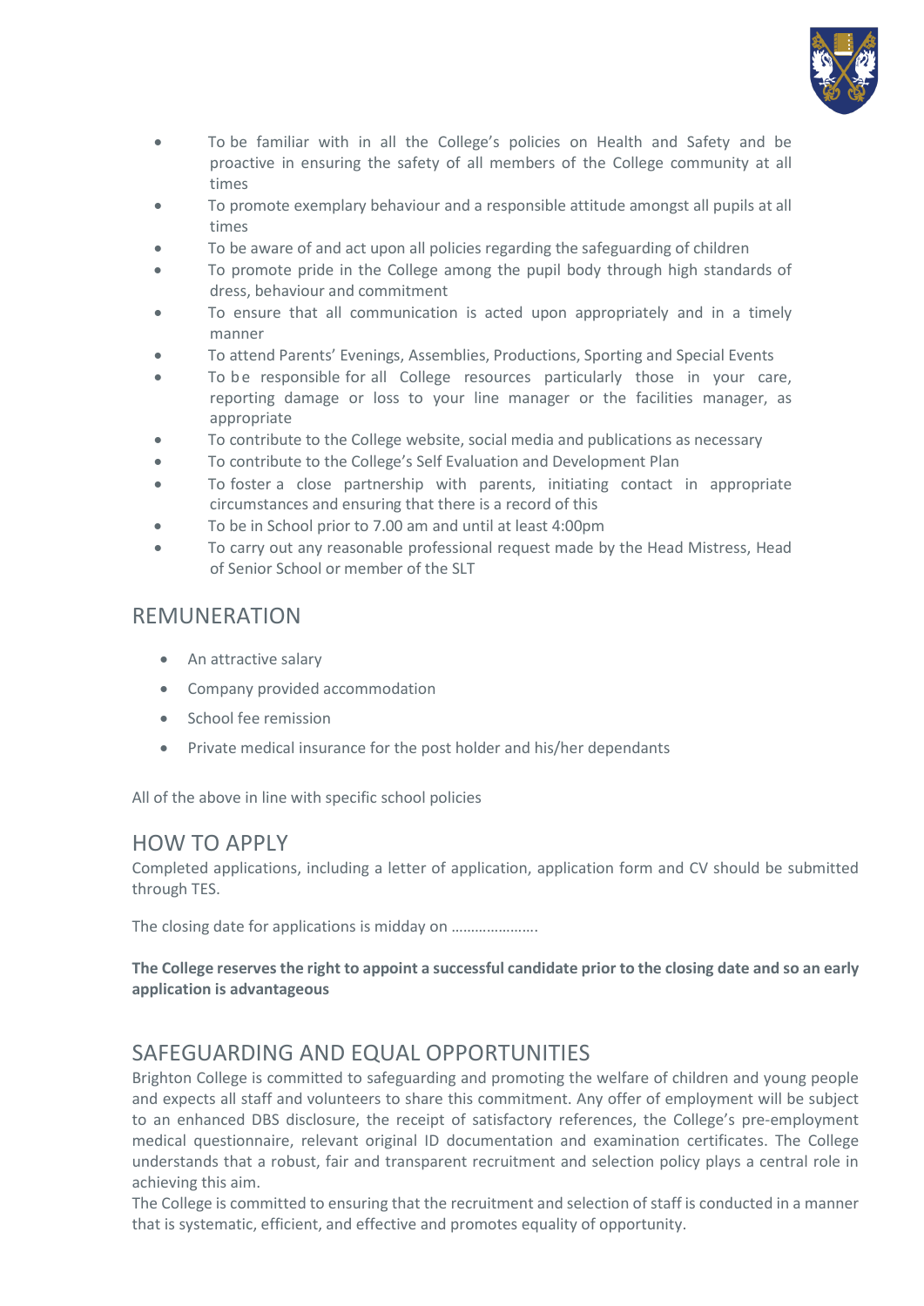- To be familiar with in all the College's policies on Health and Safety and be proactive in ensuring the safety of all members of the College community at all times
- To promote exemplary behaviour and a responsible attitude amongst all pupils at all times
- To be aware of and act upon all policies regarding the safeguarding of children
- To promote pride in the College among the pupil body through high standards of dress, behaviour and commitment
- To ensure that all communication is acted upon appropriately and in a timely manner
- To attend Parents' Evenings, Assemblies, Productions, Sporting and Special Events
- To be responsible for all College resources particularly those in your care, reporting damage or loss to your line manager or the facilities manager, as appropriate
- To contribute to the College website, social media and publications as necessary
- To contribute to the College's Self Evaluation and Development Plan
- To foster a close partnership with parents, initiating contact in appropriate circumstances and ensuring that there is a record of this
- To be in School prior to 7.00 am and until at least 4:00pm
- To carry out any reasonable professional request made by the Head Mistress, Head of Senior School or member of the SLT

## REMUNERATION

- An attractive salary
- Company provided accommodation
- School fee remission
- Private medical insurance for the post holder and his/her dependants

All of the above in line with specific school policies

## HOW TO APPLY

Completed applications, including a letter of application, application form and CV should be submitted through TES.

The closing date for applications is midday on ………………….

**The College reserves the right to appoint a successful candidate prior to the closing date and so an early application is advantageous**

## SAFEGUARDING AND EQUAL OPPORTUNITIES

Brighton College is committed to safeguarding and promoting the welfare of children and young people and expects all staff and volunteers to share this commitment. Any offer of employment will be subject to an enhanced DBS disclosure, the receipt of satisfactory references, the College's pre-employment medical questionnaire, relevant original ID documentation and examination certificates. The College understands that a robust, fair and transparent recruitment and selection policy plays a central role in achieving this aim.

The College is committed to ensuring that the recruitment and selection of staff is conducted in a manner that is systematic, efficient, and effective and promotes equality of opportunity.